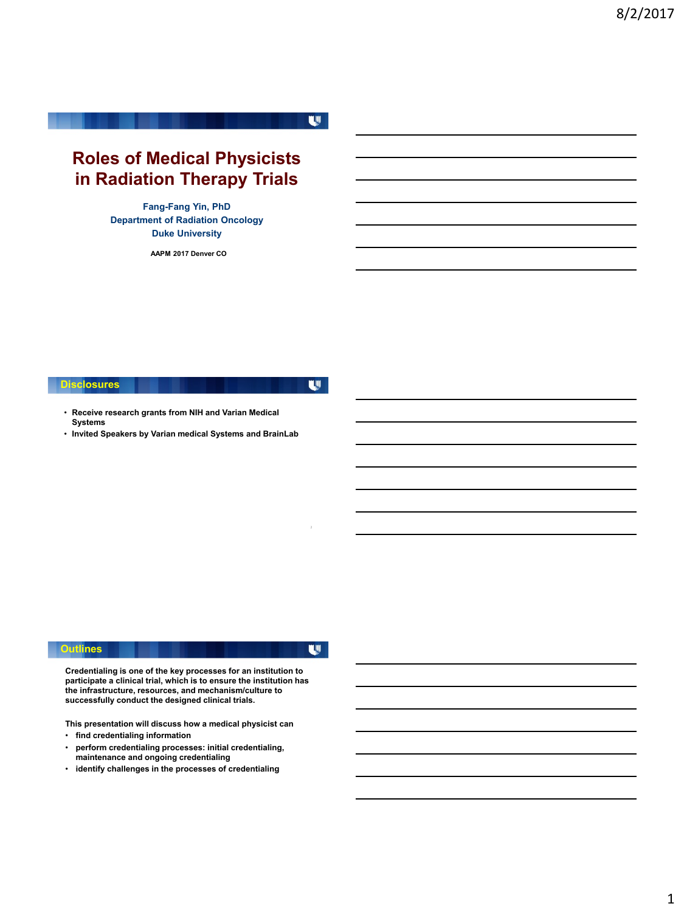# Roles of Medical Physicists in Radiation Therapy Trials

**Fang-Fang Yin, PhD**
**Department of Radiation Oncology**
**Duke University**

**AAPM 2017 Denver CO**

## Disclosures

- Receive research grants from NIH and Varian Medical Systems
- Invited Speakers by Varian medical Systems and BrainLab

## Outlines

Credentialing is one of the key processes for an institution to participate a clinical trial, which is to ensure the institution has the infrastructure, resources, and mechanism/culture to successfully conduct the designed clinical trials.

This presentation will discuss how a medical physicist can

- find credentialing information
- perform credentialing processes: initial credentialing, maintenance and ongoing credentialing
- identify challenges in the processes of credentialing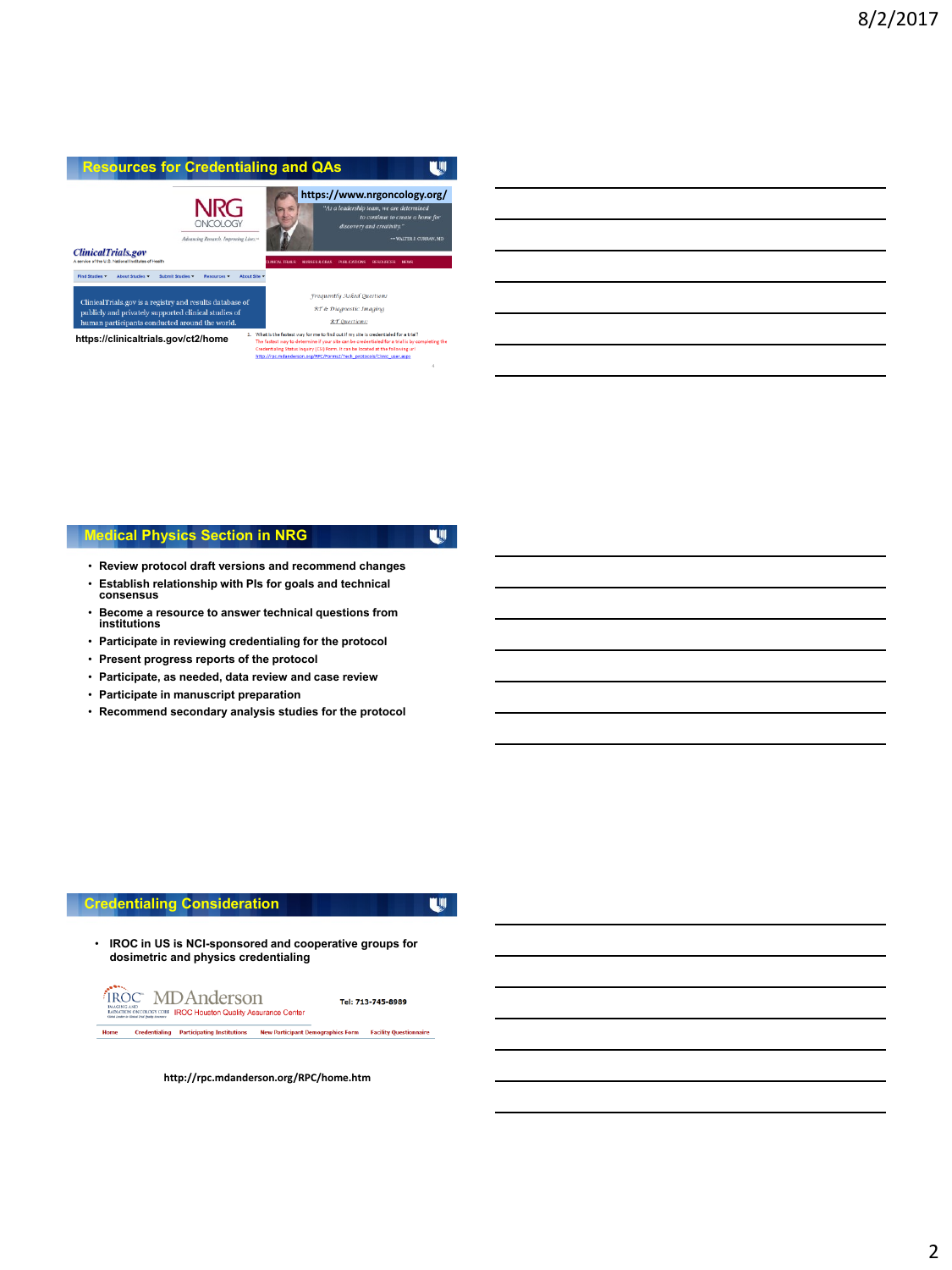## Resources for Credentialing and QAs

NRG ONCOLOGY

https://www.nrgoncology.org/

"At a leadership team, we are determined to continue to create a home for discovery and creativity."

— WALTER J. CURRAN, MD

ClinicalTrials.gov

A service of the U.S. National Institutes of Health

ClinicalTrials.gov is a registry and results database of publicly and privately supported clinical studies of human participants conducted around the world.

https://clinicaltrials.gov/ct2/home

Frequently Asked Questions

RT & Diagnostic Imaging

RT Questions

1. What is the fastest way for me to find out if my site is credentialed for a trial?
The fastest way to determine if your site can be credentialed for a trial is by completing the Credentialing Status Inquiry (CSI) form. It can be located at the following url: http://rpc.mdanderson.org/RPC/Forms2/Tech_protocols/Clinic_user.aspx

## Medical Physics Section in NRG

- Review protocol draft versions and recommend changes
- Establish relationship with PIs for goals and technical consensus
- Become a resource to answer technical questions from institutions
- Participate in reviewing credentialing for the protocol
- Present progress reports of the protocol
- Participate, as needed, data review and case review
- Participate in manuscript preparation
- Recommend secondary analysis studies for the protocol

## Credentialing Consideration

- IROC in US is NCI-sponsored and cooperative groups for dosimetric and physics credentialing

IROC Imaging and Radiation Oncology Core — MD Anderson IROC Houston Quality Assurance Center

Tel: 713-745-8989

Home | Credentialing | Participating Institutions | New Participant Demographics Form | Facility Questionnaire

http://rpc.mdanderson.org/RPC/home.htm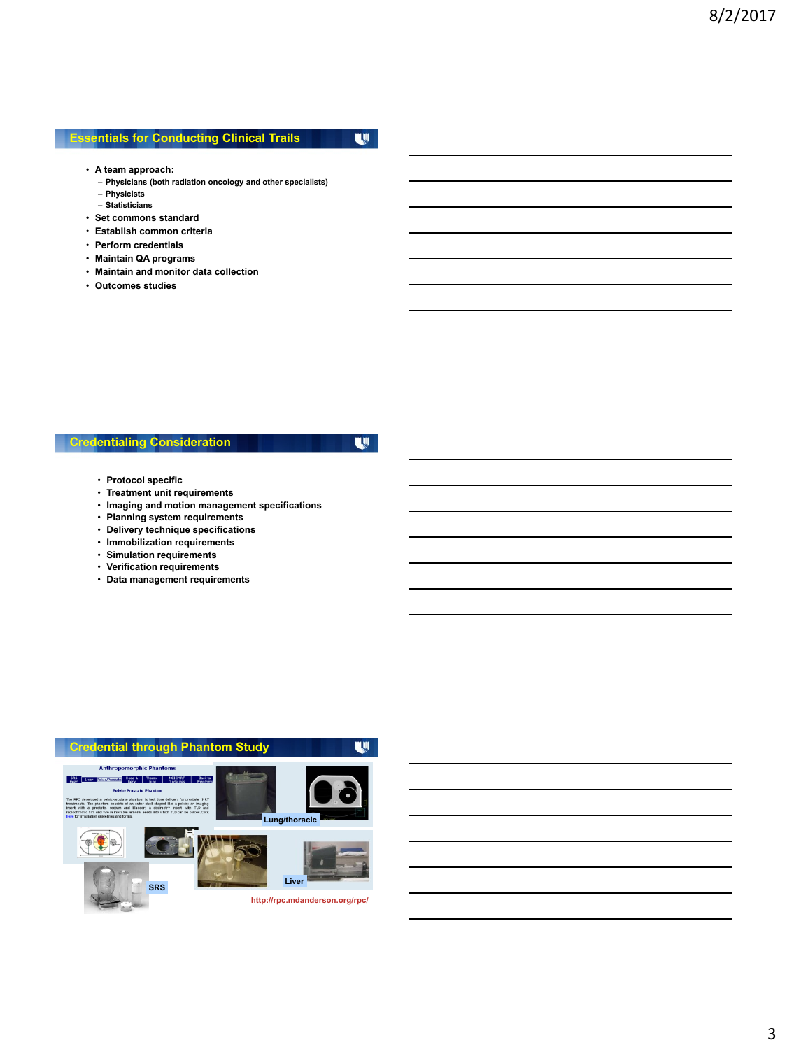## Essentials for Conducting Clinical Trails

- A team approach:
  - Physicians (both radiation oncology and other specialists)
  - Physicists
  - Statisticians
- Set commons standard
- Establish common criteria
- Perform credentials
- Maintain QA programs
- Maintain and monitor data collection
- Outcomes studies

## Credentialing Consideration

- Protocol specific
- Treatment unit requirements
- Imaging and motion management specifications
- Planning system requirements
- Delivery technique specifications
- Immobilization requirements
- Simulation requirements
- Verification requirements
- Data management requirements

## Credential through Phantom Study

Lung/thoracic

SRS

Liver

http://rpc.mdanderson.org/rpc/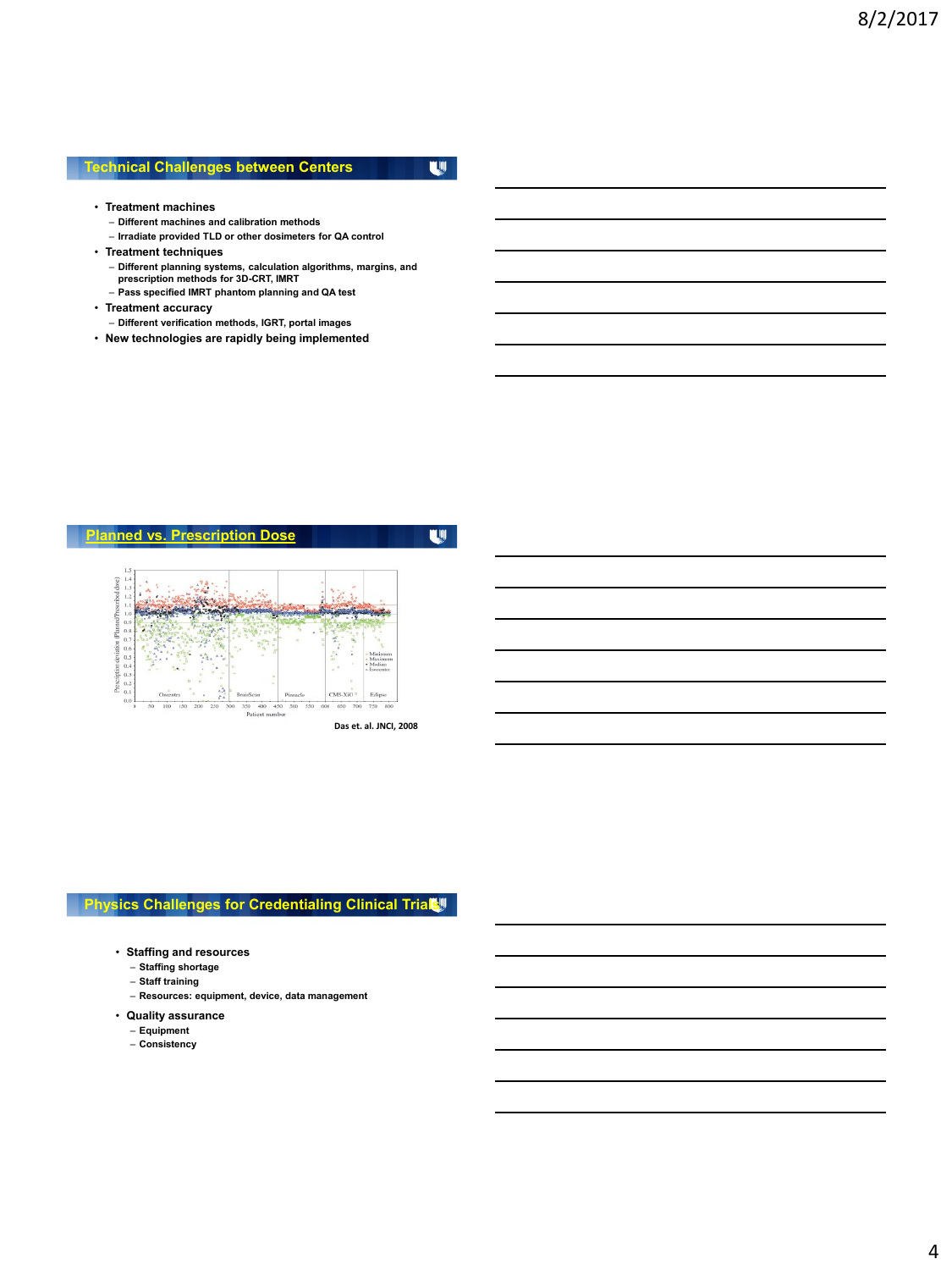## Technical Challenges between Centers

- Treatment machines
  - Different machines and calibration methods
  - Irradiate provided TLD or other dosimeters for QA control
- Treatment techniques
  - Different planning systems, calculation algorithms, margins, and prescription methods for 3D-CRT, IMRT
  - Pass specified IMRT phantom planning and QA test
- Treatment accuracy
  - Different verification methods, IGRT, portal images
- New technologies are rapidly being implemented

## Planned vs. Prescription Dose

Das et. al. JNCI, 2008

## Physics Challenges for Credentialing Clinical Trials

- Staffing and resources
  - Staffing shortage
  - Staff training
  - Resources: equipment, device, data management
- Quality assurance
  - Equipment
  - Consistency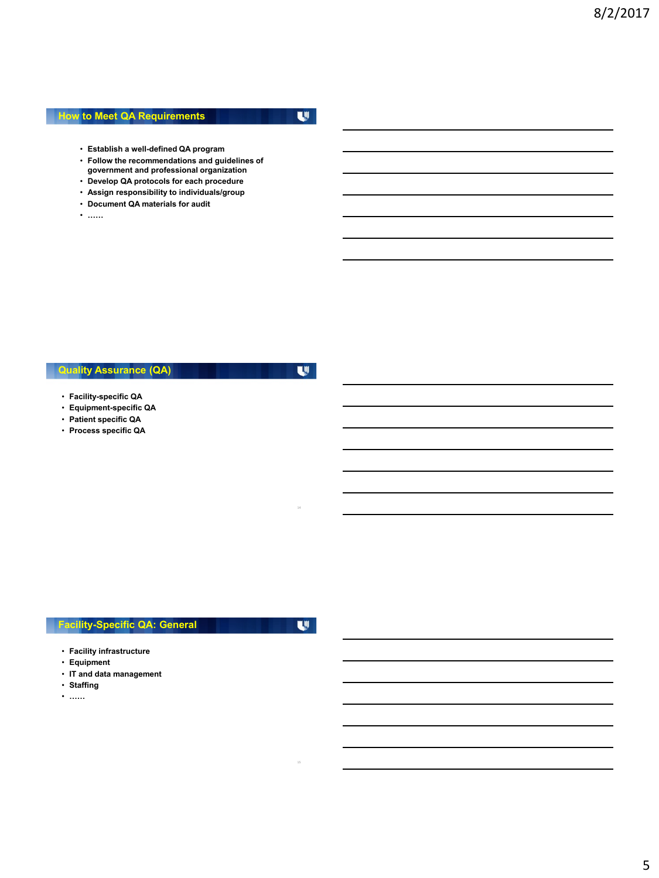## How to Meet QA Requirements

- Establish a well-defined QA program
- Follow the recommendations and guidelines of government and professional organization
- Develop QA protocols for each procedure
- Assign responsibility to individuals/group
- Document QA materials for audit
- ……

## Quality Assurance (QA)

- Facility-specific QA
- Equipment-specific QA
- Patient specific QA
- Process specific QA

## Facility-Specific QA: General

- Facility infrastructure
- Equipment
- IT and data management
- Staffing
- ……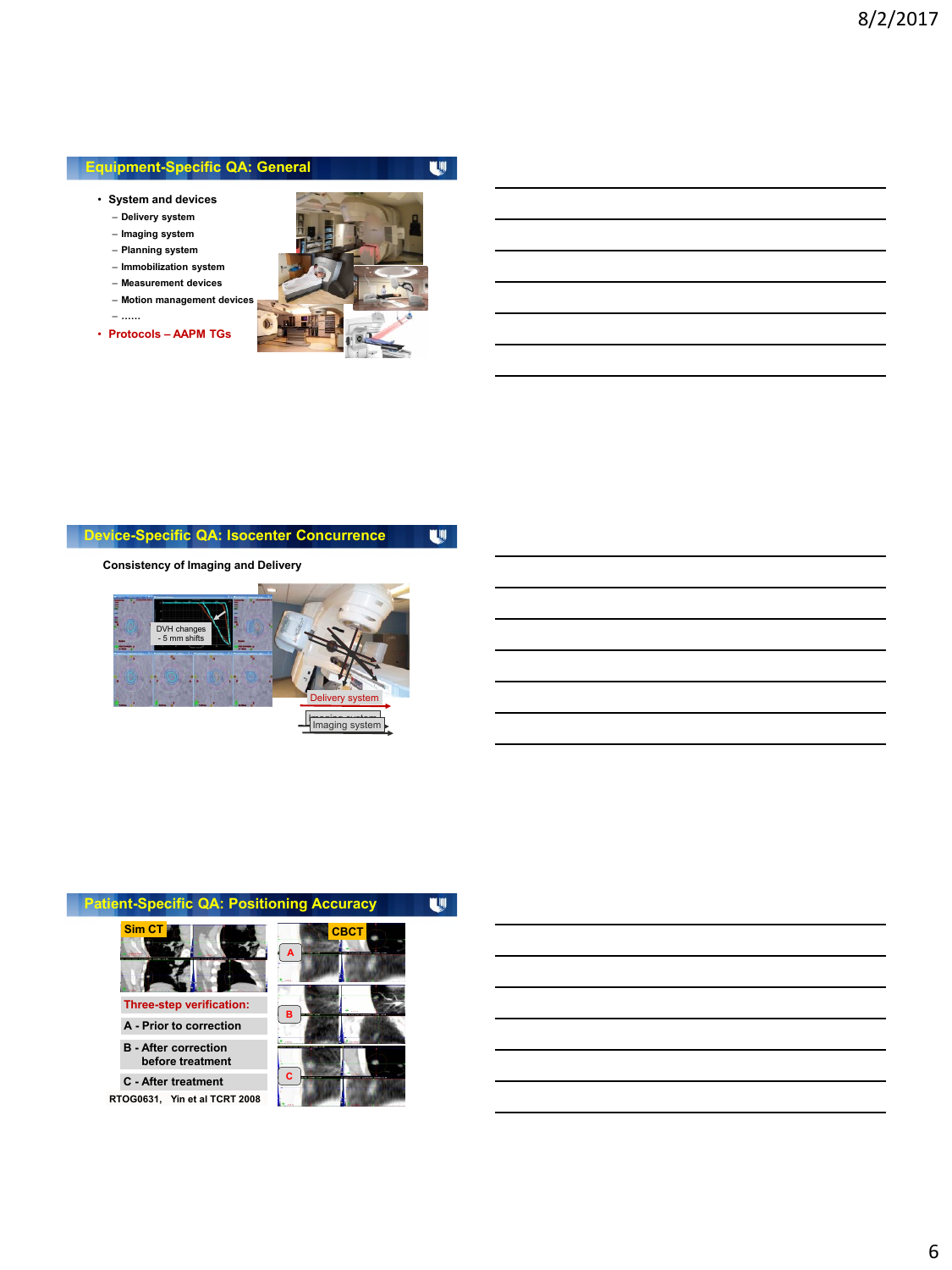## Equipment-Specific QA: General

- System and devices
  - Delivery system
  - Imaging system
  - Planning system
  - Immobilization system
  - Measurement devices
  - Motion management devices
  - ……
- Protocols – AAPM TGs

## Device-Specific QA: Isocenter Concurrence

Consistency of Imaging and Delivery

DVH changes
- 5 mm shifts

Delivery system

Imaging system

## Patient-Specific QA: Positioning Accuracy

Sim CT

CBCT

Three-step verification:

A - Prior to correction

B - After correction before treatment

C - After treatment

RTOG0631, Yin et al TCRT 2008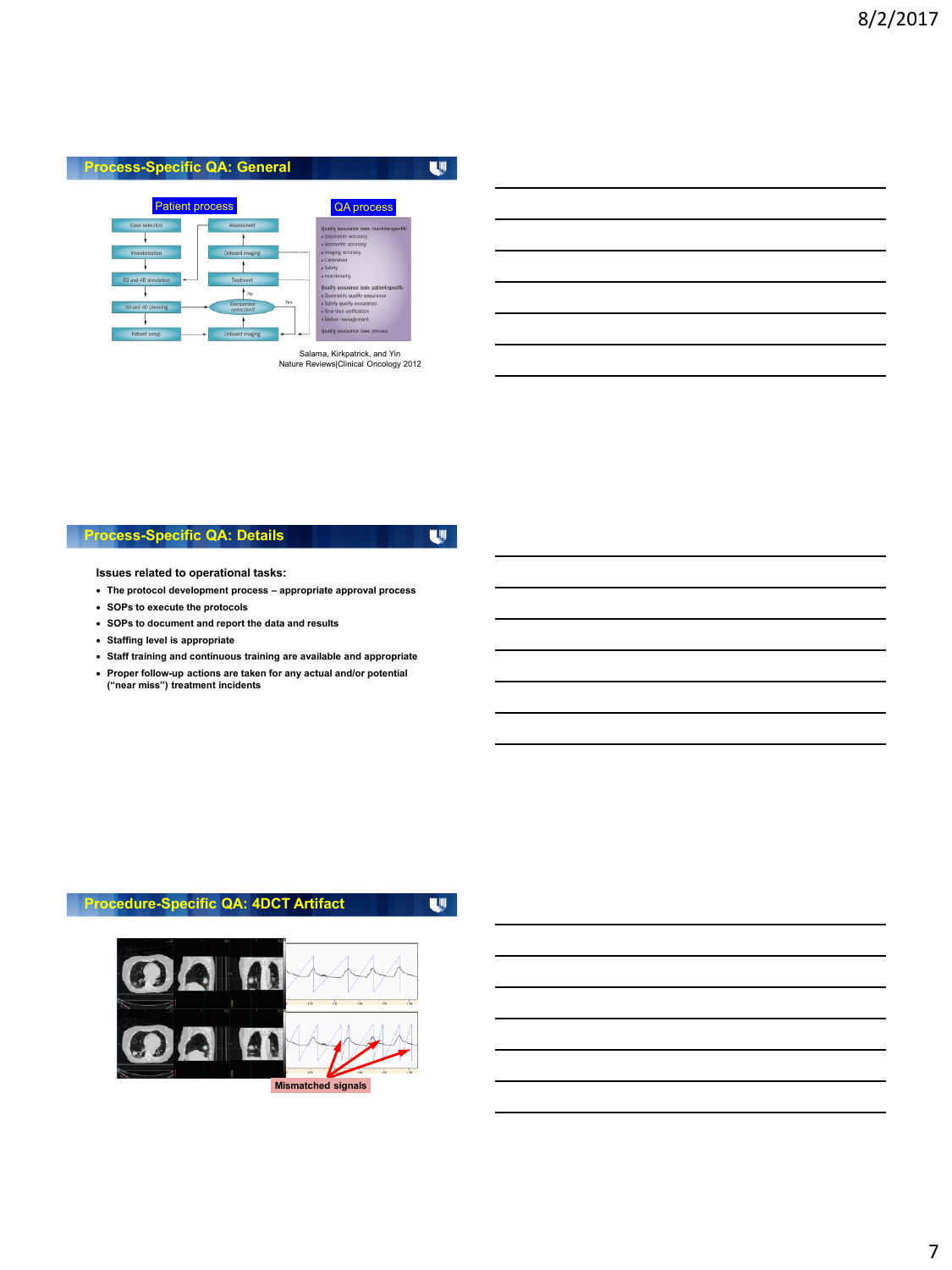## Process-Specific QA: General

Patient process

QA process

Salama, Kirkpatrick, and Yin
Nature Reviews|Clinical Oncology 2012

## Process-Specific QA: Details

**Issues related to operational tasks:**

- **The protocol development process – appropriate approval process**
- **SOPs to execute the protocols**
- **SOPs to document and report the data and results**
- **Staffing level is appropriate**
- **Staff training and continuous training are available and appropriate**
- **Proper follow-up actions are taken for any actual and/or potential ("near miss") treatment incidents**

## Procedure-Specific QA: 4DCT Artifact

Mismatched signals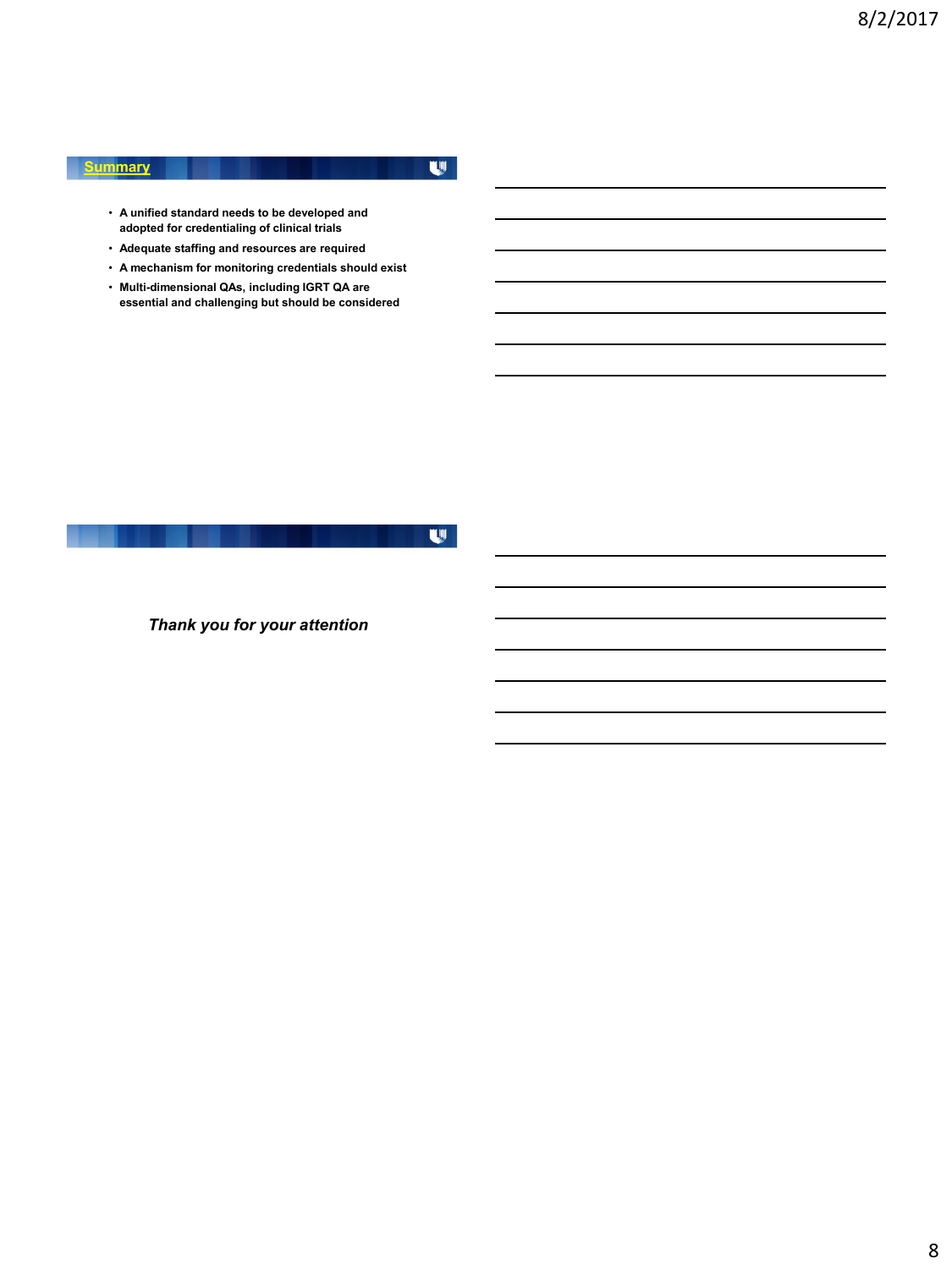## Summary

- A unified standard needs to be developed and adopted for credentialing of clinical trials
- Adequate staffing and resources are required
- A mechanism for monitoring credentials should exist
- Multi-dimensional QAs, including IGRT QA are essential and challenging but should be considered

*Thank you for your attention*